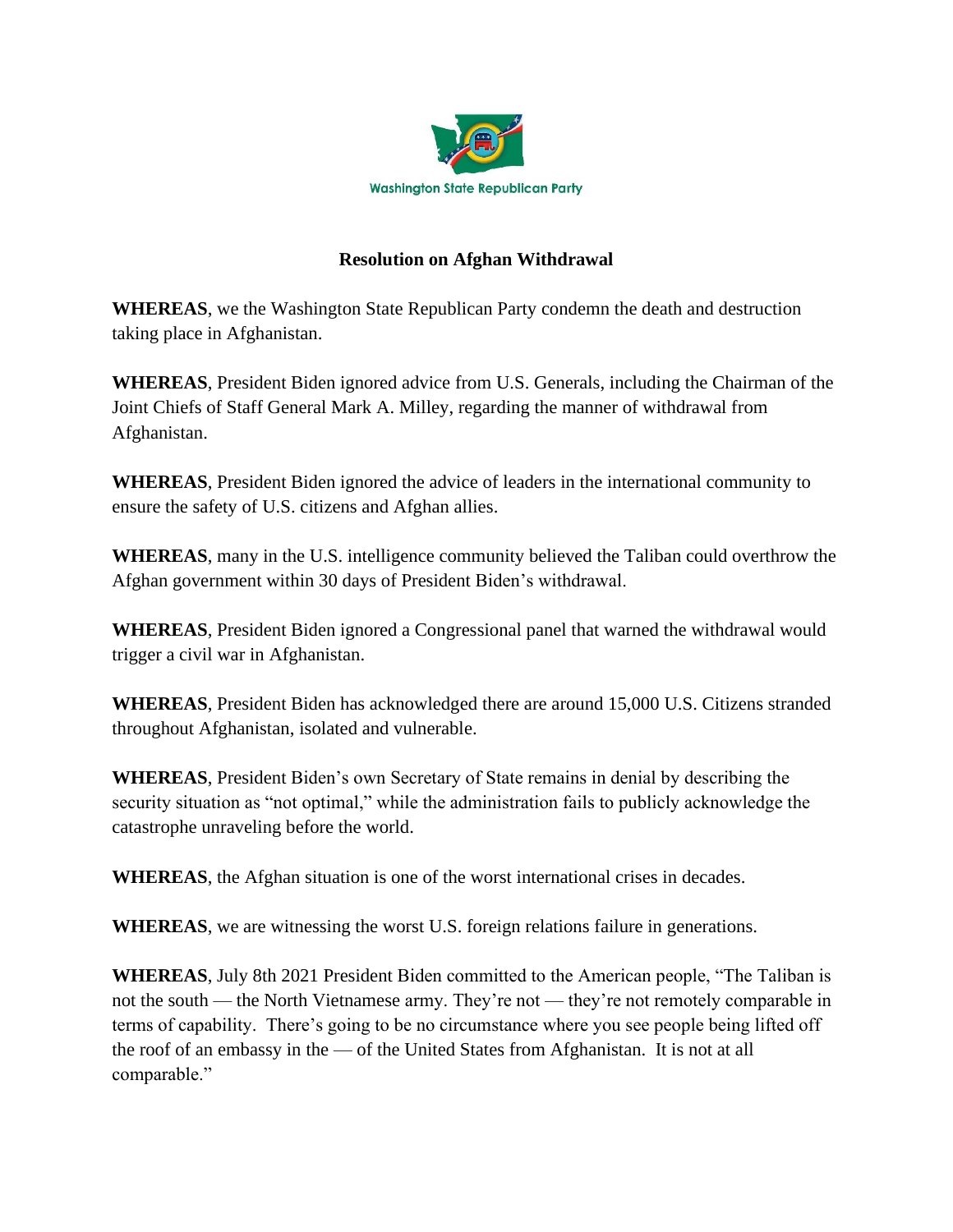Washington State Republican Party

# Resolution on Afghan Withdrawal

**WHEREAS**, we the Washington State Republican Party condemn the death and destruction taking place in Afghanistan.

**WHEREAS**, President Biden ignored advice from U.S. Generals, including the Chairman of the Joint Chiefs of Staff General Mark A. Milley, regarding the manner of withdrawal from Afghanistan.

**WHEREAS**, President Biden ignored the advice of leaders in the international community to ensure the safety of U.S. citizens and Afghan allies.

**WHEREAS**, many in the U.S. intelligence community believed the Taliban could overthrow the Afghan government within 30 days of President Biden's withdrawal.

**WHEREAS**, President Biden ignored a Congressional panel that warned the withdrawal would trigger a civil war in Afghanistan.

**WHEREAS**, President Biden has acknowledged there are around 15,000 U.S. Citizens stranded throughout Afghanistan, isolated and vulnerable.

**WHEREAS**, President Biden's own Secretary of State remains in denial by describing the security situation as "not optimal," while the administration fails to publicly acknowledge the catastrophe unraveling before the world.

**WHEREAS**, the Afghan situation is one of the worst international crises in decades.

**WHEREAS**, we are witnessing the worst U.S. foreign relations failure in generations.

**WHEREAS**, July 8th 2021 President Biden committed to the American people, "The Taliban is not the south — the North Vietnamese army. They're not — they're not remotely comparable in terms of capability. There's going to be no circumstance where you see people being lifted off the roof of an embassy in the — of the United States from Afghanistan. It is not at all comparable."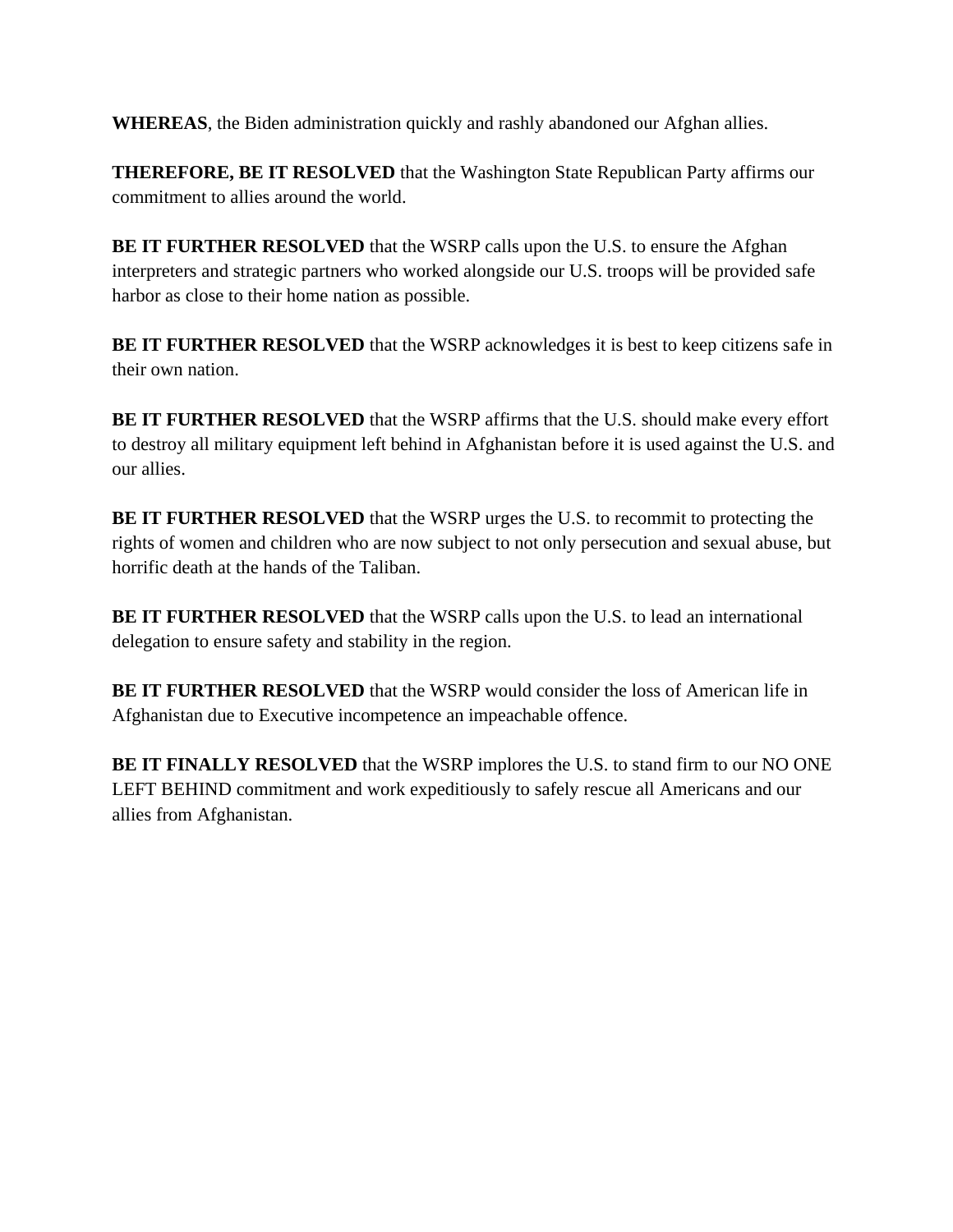**WHEREAS**, the Biden administration quickly and rashly abandoned our Afghan allies.

**THEREFORE, BE IT RESOLVED** that the Washington State Republican Party affirms our commitment to allies around the world.

**BE IT FURTHER RESOLVED** that the WSRP calls upon the U.S. to ensure the Afghan interpreters and strategic partners who worked alongside our U.S. troops will be provided safe harbor as close to their home nation as possible.

**BE IT FURTHER RESOLVED** that the WSRP acknowledges it is best to keep citizens safe in their own nation.

**BE IT FURTHER RESOLVED** that the WSRP affirms that the U.S. should make every effort to destroy all military equipment left behind in Afghanistan before it is used against the U.S. and our allies.

**BE IT FURTHER RESOLVED** that the WSRP urges the U.S. to recommit to protecting the rights of women and children who are now subject to not only persecution and sexual abuse, but horrific death at the hands of the Taliban.

**BE IT FURTHER RESOLVED** that the WSRP calls upon the U.S. to lead an international delegation to ensure safety and stability in the region.

**BE IT FURTHER RESOLVED** that the WSRP would consider the loss of American life in Afghanistan due to Executive incompetence an impeachable offence.

**BE IT FINALLY RESOLVED** that the WSRP implores the U.S. to stand firm to our NO ONE LEFT BEHIND commitment and work expeditiously to safely rescue all Americans and our allies from Afghanistan.